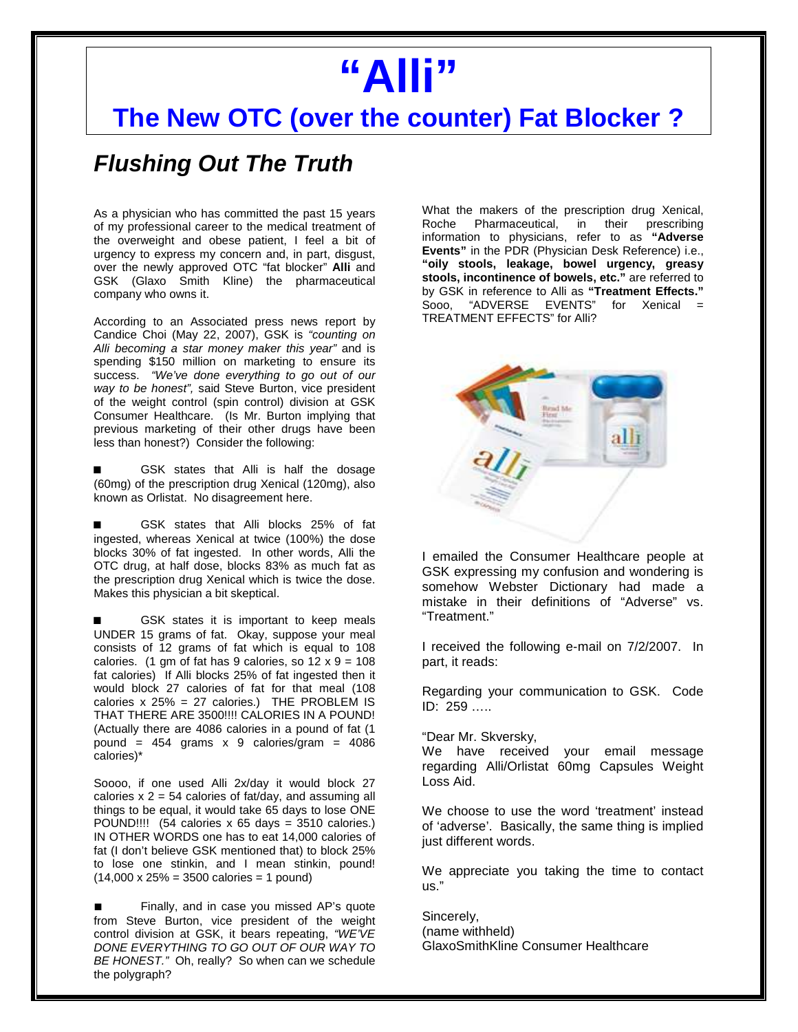# "Alli"

## The New OTC (over the counter) Fat Blocker ?

### *Flushing Out The Truth*

As a physician who has committed the past 15 years of my professional career to the medical treatment of the overweight and obese patient, I feel a bit of urgency to express my concern and, in part, disgust, over the newly approved OTC "fat blocker" **Alli** and GSK (Glaxo Smith Kline) the pharmaceutical company who owns it.

According to an Associated press news report by Candice Choi (May 22, 2007), GSK is *"counting on Alli becoming a star money maker this year"* and is spending $150 million on marketing to ensure its success. *"We've done everything to go out of our way to be honest",* said Steve Burton, vice president of the weight control (spin control) division at GSK Consumer Healthcare. (Is Mr. Burton implying that previous marketing of their other drugs have been less than honest?) Consider the following:

■ GSK states that Alli is half the dosage (60mg) of the prescription drug Xenical (120mg), also known as Orlistat. No disagreement here.

■ GSK states that Alli blocks 25% of fat ingested, whereas Xenical at twice (100%) the dose blocks 30% of fat ingested. In other words, Alli the OTC drug, at half dose, blocks 83% as much fat as the prescription drug Xenical which is twice the dose. Makes this physician a bit skeptical.

■ GSK states it is important to keep meals UNDER 15 grams of fat. Okay, suppose your meal consists of 12 grams of fat which is equal to 108 calories. (1 gm of fat has 9 calories, so 12 x 9 = 108 fat calories) If Alli blocks 25% of fat ingested then it would block 27 calories of fat for that meal (108 calories x 25% = 27 calories.) THE PROBLEM IS THAT THERE ARE 3500!!!! CALORIES IN A POUND! (Actually there are 4086 calories in a pound of fat (1 pound = 454 grams x 9 calories/gram = 4086 calories)*

Soooo, if one used Alli 2x/day it would block 27 calories x 2 = 54 calories of fat/day, and assuming all things to be equal, it would take 65 days to lose ONE POUND!!!! (54 calories x 65 days = 3510 calories.) IN OTHER WORDS one has to eat 14,000 calories of fat (I don't believe GSK mentioned that) to block 25% to lose one stinkin, and I mean stinkin, pound! (14,000 x 25% = 3500 calories = 1 pound)

■ Finally, and in case you missed AP's quote from Steve Burton, vice president of the weight control division at GSK, it bears repeating, *"WE'VE DONE EVERYTHING TO GO OUT OF OUR WAY TO BE HONEST."* Oh, really? So when can we schedule the polygraph?

What the makers of the prescription drug Xenical, Roche Pharmaceutical, in their prescribing information to physicians, refer to as **"Adverse Events"** in the PDR (Physician Desk Reference) i.e., **"oily stools, leakage, bowel urgency, greasy stools, incontinence of bowels, etc."** are referred to by GSK in reference to Alli as **"Treatment Effects."** Sooo, "ADVERSE EVENTS" for Xenical = TREATMENT EFFECTS" for Alli?

I emailed the Consumer Healthcare people at GSK expressing my confusion and wondering is somehow Webster Dictionary had made a mistake in their definitions of "Adverse" vs. "Treatment."

I received the following e-mail on 7/2/2007. In part, it reads:

Regarding your communication to GSK. Code ID: 259 …..

"Dear Mr. Skversky,
We have received your email message regarding Alli/Orlistat 60mg Capsules Weight Loss Aid.

We choose to use the word 'treatment' instead of 'adverse'. Basically, the same thing is implied just different words.

We appreciate you taking the time to contact us."

Sincerely,
(name withheld)
GlaxoSmithKline Consumer Healthcare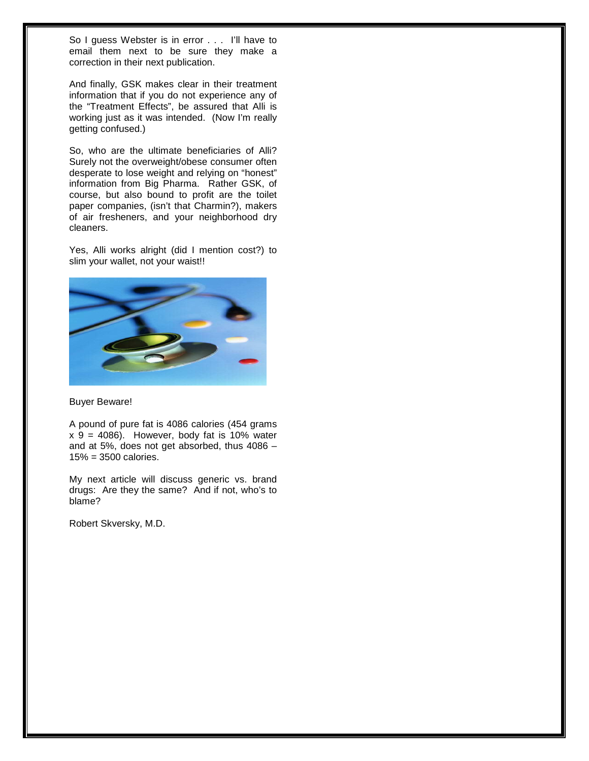So I guess Webster is in error . . . I'll have to email them next to be sure they make a correction in their next publication.

And finally, GSK makes clear in their treatment information that if you do not experience any of the "Treatment Effects", be assured that Alli is working just as it was intended. (Now I'm really getting confused.)

So, who are the ultimate beneficiaries of Alli? Surely not the overweight/obese consumer often desperate to lose weight and relying on "honest" information from Big Pharma. Rather GSK, of course, but also bound to profit are the toilet paper companies, (isn't that Charmin?), makers of air fresheners, and your neighborhood dry cleaners.

Yes, Alli works alright (did I mention cost?) to slim your wallet, not your waist!!

Buyer Beware!

A pound of pure fat is 4086 calories (454 grams x 9 = 4086). However, body fat is 10% water and at 5%, does not get absorbed, thus 4086 – 15% = 3500 calories.

My next article will discuss generic vs. brand drugs: Are they the same? And if not, who's to blame?

Robert Skversky, M.D.